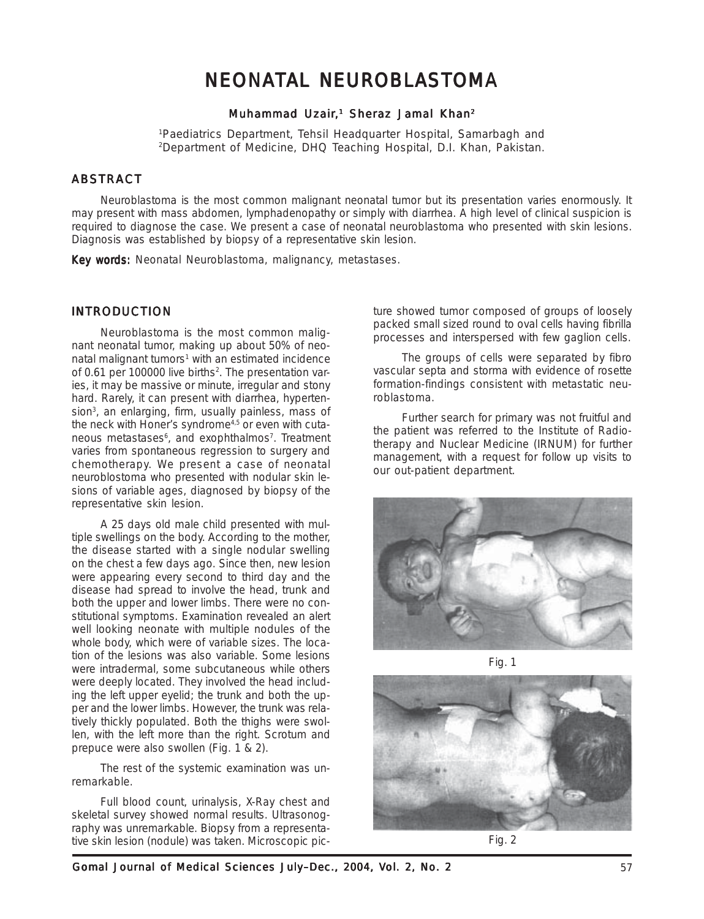# NEONATAL NEUROBLASTOMA

**Muhammad Uzair,[1] Sheraz Jamal Khan[2]**

[1]Paediatrics Department, Tehsil Headquarter Hospital, Samarbagh and
[2]Department of Medicine, DHQ Teaching Hospital, D.I. Khan, Pakistan.

## ABSTRACT

Neuroblastoma is the most common malignant neonatal tumor but its presentation varies enormously. It may present with mass abdomen, lymphadenopathy or simply with diarrhea. A high level of clinical suspicion is required to diagnose the case. We present a case of neonatal neuroblastoma who presented with skin lesions. Diagnosis was established by biopsy of a representative skin lesion.

**Key words:** Neonatal Neuroblastoma, malignancy, metastases.

## INTRODUCTION

Neuroblastoma is the most common malignant neonatal tumor, making up about 50% of neonatal malignant tumors[1] with an estimated incidence of 0.61 per 100000 live births[2]. The presentation varies, it may be massive or minute, irregular and stony hard. Rarely, it can present with diarrhea, hypertension[3], an enlarging, firm, usually painless, mass of the neck with Honer's syndrome[4,5] or even with cutaneous metastases[6], and exophthalmos[7]. Treatment varies from spontaneous regression to surgery and chemotherapy. We present a case of neonatal neuroblostoma who presented with nodular skin lesions of variable ages, diagnosed by biopsy of the representative skin lesion.

A 25 days old male child presented with multiple swellings on the body. According to the mother, the disease started with a single nodular swelling on the chest a few days ago. Since then, new lesion were appearing every second to third day and the disease had spread to involve the head, trunk and both the upper and lower limbs. There were no constitutional symptoms. Examination revealed an alert well looking neonate with multiple nodules of the whole body, which were of variable sizes. The location of the lesions was also variable. Some lesions were intradermal, some subcutaneous while others were deeply located. They involved the head including the left upper eyelid; the trunk and both the upper and the lower limbs. However, the trunk was relatively thickly populated. Both the thighs were swollen, with the left more than the right. Scrotum and prepuce were also swollen (Fig. 1 & 2).

The rest of the systemic examination was unremarkable.

Full blood count, urinalysis, X-Ray chest and skeletal survey showed normal results. Ultrasonography was unremarkable. Biopsy from a representative skin lesion (nodule) was taken. Microscopic picture showed tumor composed of groups of loosely packed small sized round to oval cells having fibrilla processes and interspersed with few gaglion cells.

The groups of cells were separated by fibro vascular septa and storma with evidence of rosette formation-findings consistent with metastatic neuroblastoma.

Further search for primary was not fruitful and the patient was referred to the Institute of Radiotherapy and Nuclear Medicine (IRNUM) for further management, with a request for follow up visits to our out-patient department.

Fig. 1

Fig. 2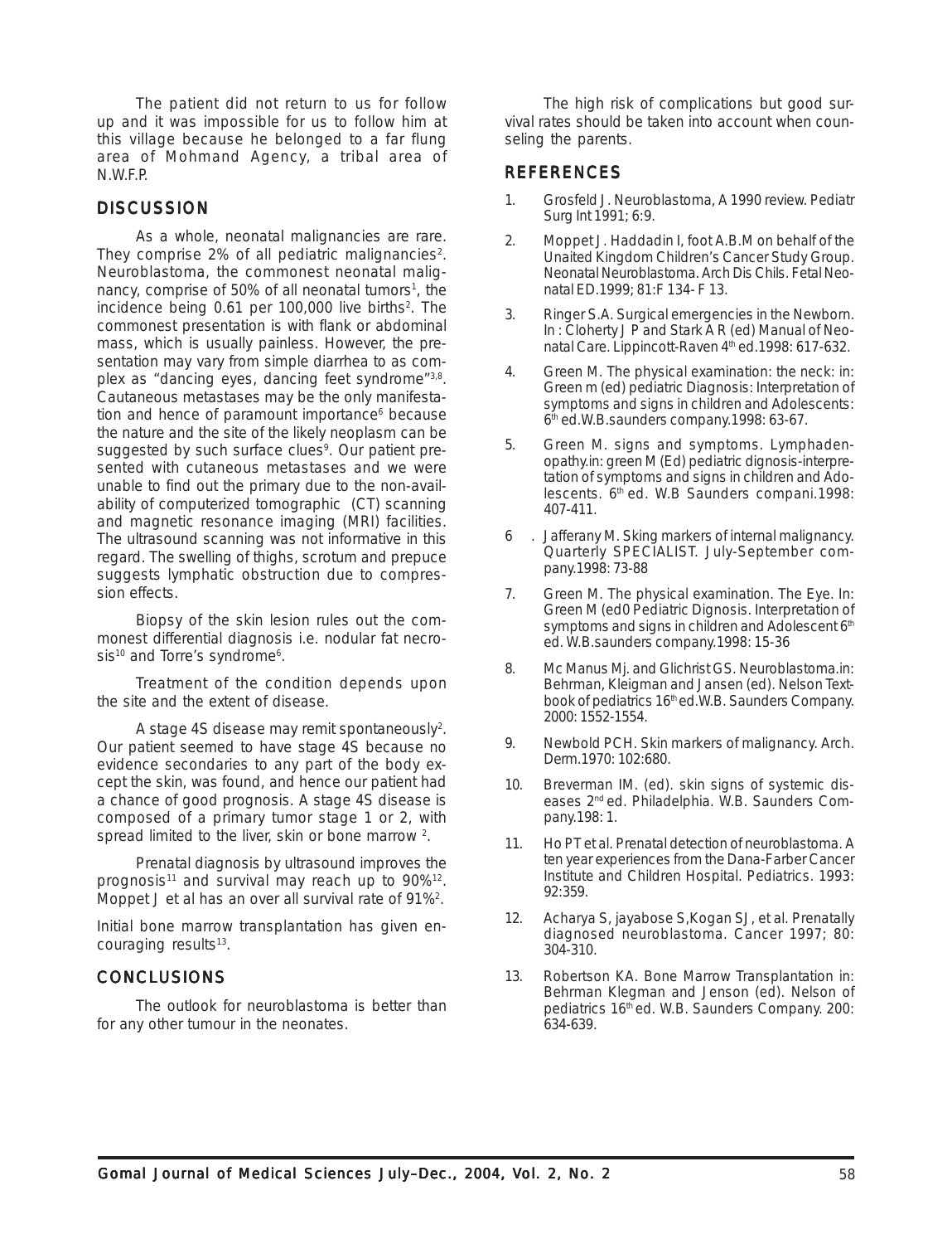The patient did not return to us for follow up and it was impossible for us to follow him at this village because he belonged to a far flung area of Mohmand Agency, a tribal area of N.W.F.P.

## DISCUSSION

As a whole, neonatal malignancies are rare. They comprise 2% of all pediatric malignancies[2]. Neuroblastoma, the commonest neonatal malignancy, comprise of 50% of all neonatal tumors[1], the incidence being 0.61 per 100,000 live births[2]. The commonest presentation is with flank or abdominal mass, which is usually painless. However, the presentation may vary from simple diarrhea to as complex as "dancing eyes, dancing feet syndrome"[3,8]. Cautaneous metastases may be the only manifestation and hence of paramount importance[6] because the nature and the site of the likely neoplasm can be suggested by such surface clues[9]. Our patient presented with cutaneous metastases and we were unable to find out the primary due to the non-availability of computerized tomographic (CT) scanning and magnetic resonance imaging (MRI) facilities. The ultrasound scanning was not informative in this regard. The swelling of thighs, scrotum and prepuce suggests lymphatic obstruction due to compression effects.

Biopsy of the skin lesion rules out the commonest differential diagnosis i.e. nodular fat necrosis[10] and Torre's syndrome[6].

Treatment of the condition depends upon the site and the extent of disease.

A stage 4S disease may remit spontaneously[2]. Our patient seemed to have stage 4S because no evidence secondaries to any part of the body except the skin, was found, and hence our patient had a chance of good prognosis. A stage 4S disease is composed of a primary tumor stage 1 or 2, with spread limited to the liver, skin or bone marrow [2].

Prenatal diagnosis by ultrasound improves the prognosis[11] and survival may reach up to 90%[12]. Moppet J et al has an over all survival rate of 91%[2].

Initial bone marrow transplantation has given encouraging results[13].

## CONCLUSIONS

The outlook for neuroblastoma is better than for any other tumour in the neonates.

The high risk of complications but good survival rates should be taken into account when counseling the parents.

## REFERENCES

1. Grosfeld J. Neuroblastoma, A 1990 review. Pediatr Surg Int 1991; 6:9.
2. Moppet J. Haddadin I, foot A.B.M on behalf of the Unaited Kingdom Children's Cancer Study Group. Neonatal Neuroblastoma. Arch Dis Chils. Fetal Neonatal ED.1999; 81:F 134- F 13.
3. Ringer S.A. Surgical emergencies in the Newborn. In : Cloherty J P and Stark A R (ed) Manual of Neonatal Care. Lippincott-Raven 4th ed.1998: 617-632.
4. Green M. The physical examination: the neck: in: Green m (ed) pediatric Diagnosis: Interpretation of symptoms and signs in children and Adolescents: 6th ed.W.B.saunders company.1998: 63-67.
5. Green M. signs and symptoms. Lymphadenopathy.in: green M (Ed) pediatric dignosis-interpretation of symptoms and signs in children and Adolescents. 6th ed. W.B Saunders compani.1998: 407-411.
6. Jafferany M. Sking markers of internal malignancy. Quarterly SPECIALIST. July-September company.1998: 73-88
7. Green M. The physical examination. The Eye. In: Green M (ed0 Pediatric Dignosis. Interpretation of symptoms and signs in children and Adolescent 6th ed. W.B.saunders company.1998: 15-36
8. Mc Manus Mj. and Glichrist GS. Neuroblastoma.in: Behrman, Kleigman and Jansen (ed). Nelson Textbook of pediatrics 16th ed.W.B. Saunders Company. 2000: 1552-1554.
9. Newbold PCH. Skin markers of malignancy. Arch. Derm.1970: 102:680.
10. Breverman IM. (ed). skin signs of systemic diseases 2nd ed. Philadelphia. W.B. Saunders Company.198: 1.
11. Ho PT et al. Prenatal detection of neuroblastoma. A ten year experiences from the Dana-Farber Cancer Institute and Children Hospital. Pediatrics. 1993: 92:359.
12. Acharya S, jayabose S,Kogan SJ, et al. Prenatally diagnosed neuroblastoma. Cancer 1997; 80: 304-310.
13. Robertson KA. Bone Marrow Transplantation in: Behrman Klegman and Jenson (ed). Nelson of pediatrics 16th ed. W.B. Saunders Company. 200: 634-639.